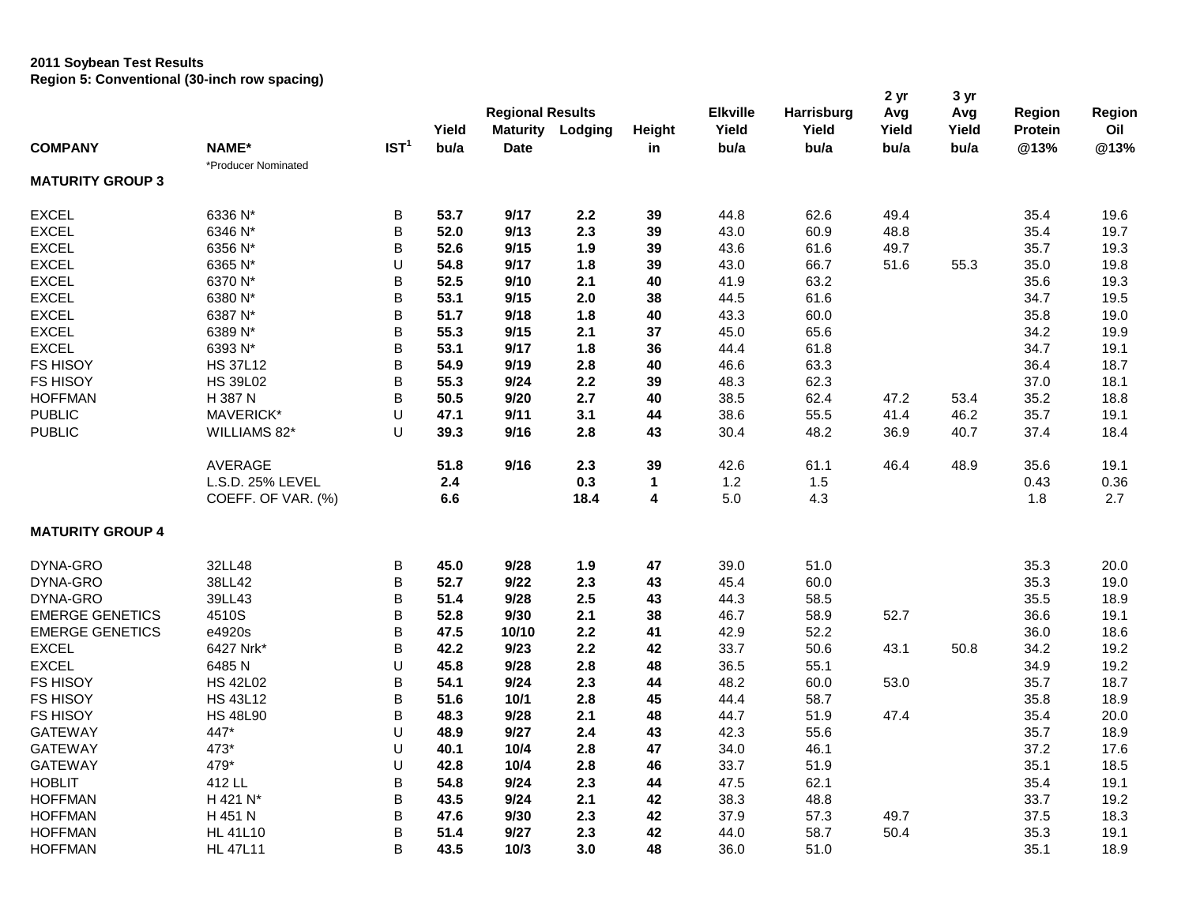**2011 Soybean Test Results**
**Region 5: Conventional (30-inch row spacing)**

| COMPANY | NAME* | IST[1] | Yield bu/a | Regional Results Maturity Date | Lodging | Height in | Elkville Yield bu/a | Harrisburg Yield bu/a | 2 yr Avg Yield bu/a | 3 yr Avg Yield bu/a | Region Protein @13% | Region Oil @13% |
|---|---|---|---|---|---|---|---|---|---|---|---|---|
| | *Producer Nominated | | | | | | | | | | | |
| **MATURITY GROUP 3** | | | | | | | | | | | | |
| EXCEL | 6336 N* | B | **53.7** | **9/17** | **2.2** | **39** | 44.8 | 62.6 | 49.4 | | 35.4 | 19.6 |
| EXCEL | 6346 N* | B | **52.0** | **9/13** | **2.3** | **39** | 43.0 | 60.9 | 48.8 | | 35.4 | 19.7 |
| EXCEL | 6356 N* | B | **52.6** | **9/15** | **1.9** | **39** | 43.6 | 61.6 | 49.7 | | 35.7 | 19.3 |
| EXCEL | 6365 N* | U | **54.8** | **9/17** | **1.8** | **39** | 43.0 | 66.7 | 51.6 | 55.3 | 35.0 | 19.8 |
| EXCEL | 6370 N* | B | **52.5** | **9/10** | **2.1** | **40** | 41.9 | 63.2 | | | 35.6 | 19.3 |
| EXCEL | 6380 N* | B | **53.1** | **9/15** | **2.0** | **38** | 44.5 | 61.6 | | | 34.7 | 19.5 |
| EXCEL | 6387 N* | B | **51.7** | **9/18** | **1.8** | **40** | 43.3 | 60.0 | | | 35.8 | 19.0 |
| EXCEL | 6389 N* | B | **55.3** | **9/15** | **2.1** | **37** | 45.0 | 65.6 | | | 34.2 | 19.9 |
| EXCEL | 6393 N* | B | **53.1** | **9/17** | **1.8** | **36** | 44.4 | 61.8 | | | 34.7 | 19.1 |
| FS HISOY | HS 37L12 | B | **54.9** | **9/19** | **2.8** | **40** | 46.6 | 63.3 | | | 36.4 | 18.7 |
| FS HISOY | HS 39L02 | B | **55.3** | **9/24** | **2.2** | **39** | 48.3 | 62.3 | | | 37.0 | 18.1 |
| HOFFMAN | H 387 N | B | **50.5** | **9/20** | **2.7** | **40** | 38.5 | 62.4 | 47.2 | 53.4 | 35.2 | 18.8 |
| PUBLIC | MAVERICK* | U | **47.1** | **9/11** | **3.1** | **44** | 38.6 | 55.5 | 41.4 | 46.2 | 35.7 | 19.1 |
| PUBLIC | WILLIAMS 82* | U | **39.3** | **9/16** | **2.8** | **43** | 30.4 | 48.2 | 36.9 | 40.7 | 37.4 | 18.4 |
| | AVERAGE | | **51.8** | **9/16** | **2.3** | **39** | 42.6 | 61.1 | 46.4 | 48.9 | 35.6 | 19.1 |
| | L.S.D. 25% LEVEL | | **2.4** | | **0.3** | **1** | 1.2 | 1.5 | | | 0.43 | 0.36 |
| | COEFF. OF VAR. (%) | | **6.6** | | **18.4** | **4** | 5.0 | 4.3 | | | 1.8 | 2.7 |
| **MATURITY GROUP 4** | | | | | | | | | | | | |
| DYNA-GRO | 32LL48 | B | **45.0** | **9/28** | **1.9** | **47** | 39.0 | 51.0 | | | 35.3 | 20.0 |
| DYNA-GRO | 38LL42 | B | **52.7** | **9/22** | **2.3** | **43** | 45.4 | 60.0 | | | 35.3 | 19.0 |
| DYNA-GRO | 39LL43 | B | **51.4** | **9/28** | **2.5** | **43** | 44.3 | 58.5 | | | 35.5 | 18.9 |
| EMERGE GENETICS | 4510S | B | **52.8** | **9/30** | **2.1** | **38** | 46.7 | 58.9 | 52.7 | | 36.6 | 19.1 |
| EMERGE GENETICS | e4920s | B | **47.5** | **10/10** | **2.2** | **41** | 42.9 | 52.2 | | | 36.0 | 18.6 |
| EXCEL | 6427 Nrk* | B | **42.2** | **9/23** | **2.2** | **42** | 33.7 | 50.6 | 43.1 | 50.8 | 34.2 | 19.2 |
| EXCEL | 6485 N | U | **45.8** | **9/28** | **2.8** | **48** | 36.5 | 55.1 | | | 34.9 | 19.2 |
| FS HISOY | HS 42L02 | B | **54.1** | **9/24** | **2.3** | **44** | 48.2 | 60.0 | 53.0 | | 35.7 | 18.7 |
| FS HISOY | HS 43L12 | B | **51.6** | **10/1** | **2.8** | **45** | 44.4 | 58.7 | | | 35.8 | 18.9 |
| FS HISOY | HS 48L90 | B | **48.3** | **9/28** | **2.1** | **48** | 44.7 | 51.9 | 47.4 | | 35.4 | 20.0 |
| GATEWAY | 447* | U | **48.9** | **9/27** | **2.4** | **43** | 42.3 | 55.6 | | | 35.7 | 18.9 |
| GATEWAY | 473* | U | **40.1** | **10/4** | **2.8** | **47** | 34.0 | 46.1 | | | 37.2 | 17.6 |
| GATEWAY | 479* | U | **42.8** | **10/4** | **2.8** | **46** | 33.7 | 51.9 | | | 35.1 | 18.5 |
| HOBLIT | 412 LL | B | **54.8** | **9/24** | **2.3** | **44** | 47.5 | 62.1 | | | 35.4 | 19.1 |
| HOFFMAN | H 421 N* | B | **43.5** | **9/24** | **2.1** | **42** | 38.3 | 48.8 | | | 33.7 | 19.2 |
| HOFFMAN | H 451 N | B | **47.6** | **9/30** | **2.3** | **42** | 37.9 | 57.3 | 49.7 | | 37.5 | 18.3 |
| HOFFMAN | HL 41L10 | B | **51.4** | **9/27** | **2.3** | **42** | 44.0 | 58.7 | 50.4 | | 35.3 | 19.1 |
| HOFFMAN | HL 47L11 | B | **43.5** | **10/3** | **3.0** | **48** | 36.0 | 51.0 | | | 35.1 | 18.9 |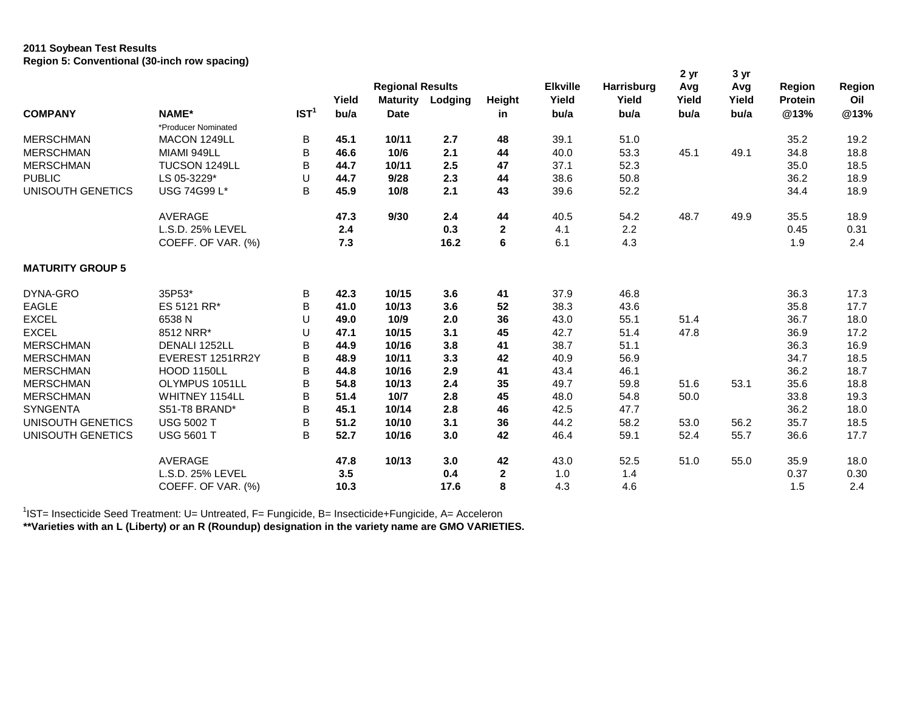**2011 Soybean Test Results**
**Region 5: Conventional (30-inch row spacing)**

| COMPANY | NAME* | IST[1] | Yield bu/a | Regional Results Maturity Date | Lodging | Height in | Elkville Yield bu/a | Harrisburg Yield bu/a | 2 yr Avg Yield bu/a | 3 yr Avg Yield bu/a | Region Protein @13% | Region Oil @13% |
|---|---|---|---|---|---|---|---|---|---|---|---|---|
| | *Producer Nominated | | | | | | | | | | | |
| MERSCHMAN | MACON 1249LL | B | **45.1** | **10/11** | **2.7** | **48** | 39.1 | 51.0 | | | 35.2 | 19.2 |
| MERSCHMAN | MIAMI 949LL | B | **46.6** | **10/6** | **2.1** | **44** | 40.0 | 53.3 | 45.1 | 49.1 | 34.8 | 18.8 |
| MERSCHMAN | TUCSON 1249LL | B | **44.7** | **10/11** | **2.5** | **47** | 37.1 | 52.3 | | | 35.0 | 18.5 |
| PUBLIC | LS 05-3229* | U | **44.7** | **9/28** | **2.3** | **44** | 38.6 | 50.8 | | | 36.2 | 18.9 |
| UNISOUTH GENETICS | USG 74G99 L* | B | **45.9** | **10/8** | **2.1** | **43** | 39.6 | 52.2 | | | 34.4 | 18.9 |
| | AVERAGE | | **47.3** | **9/30** | **2.4** | **44** | 40.5 | 54.2 | 48.7 | 49.9 | 35.5 | 18.9 |
| | L.S.D. 25% LEVEL | | **2.4** | | **0.3** | **2** | 4.1 | 2.2 | | | 0.45 | 0.31 |
| | COEFF. OF VAR. (%) | | **7.3** | | **16.2** | **6** | 6.1 | 4.3 | | | 1.9 | 2.4 |
| **MATURITY GROUP 5** | | | | | | | | | | | | |
| DYNA-GRO | 35P53* | B | **42.3** | **10/15** | **3.6** | **41** | 37.9 | 46.8 | | | 36.3 | 17.3 |
| EAGLE | ES 5121 RR* | B | **41.0** | **10/13** | **3.6** | **52** | 38.3 | 43.6 | | | 35.8 | 17.7 |
| EXCEL | 6538 N | U | **49.0** | **10/9** | **2.0** | **36** | 43.0 | 55.1 | 51.4 | | 36.7 | 18.0 |
| EXCEL | 8512 NRR* | U | **47.1** | **10/15** | **3.1** | **45** | 42.7 | 51.4 | 47.8 | | 36.9 | 17.2 |
| MERSCHMAN | DENALI 1252LL | B | **44.9** | **10/16** | **3.8** | **41** | 38.7 | 51.1 | | | 36.3 | 16.9 |
| MERSCHMAN | EVEREST 1251RR2Y | B | **48.9** | **10/11** | **3.3** | **42** | 40.9 | 56.9 | | | 34.7 | 18.5 |
| MERSCHMAN | HOOD 1150LL | B | **44.8** | **10/16** | **2.9** | **41** | 43.4 | 46.1 | | | 36.2 | 18.7 |
| MERSCHMAN | OLYMPUS 1051LL | B | **54.8** | **10/13** | **2.4** | **35** | 49.7 | 59.8 | 51.6 | 53.1 | 35.6 | 18.8 |
| MERSCHMAN | WHITNEY 1154LL | B | **51.4** | **10/7** | **2.8** | **45** | 48.0 | 54.8 | 50.0 | | 33.8 | 19.3 |
| SYNGENTA | S51-T8 BRAND* | B | **45.1** | **10/14** | **2.8** | **46** | 42.5 | 47.7 | | | 36.2 | 18.0 |
| UNISOUTH GENETICS | USG 5002 T | B | **51.2** | **10/10** | **3.1** | **36** | 44.2 | 58.2 | 53.0 | 56.2 | 35.7 | 18.5 |
| UNISOUTH GENETICS | USG 5601 T | B | **52.7** | **10/16** | **3.0** | **42** | 46.4 | 59.1 | 52.4 | 55.7 | 36.6 | 17.7 |
| | AVERAGE | | **47.8** | **10/13** | **3.0** | **42** | 43.0 | 52.5 | 51.0 | 55.0 | 35.9 | 18.0 |
| | L.S.D. 25% LEVEL | | **3.5** | | **0.4** | **2** | 1.0 | 1.4 | | | 0.37 | 0.30 |
| | COEFF. OF VAR. (%) | | **10.3** | | **17.6** | **8** | 4.3 | 4.6 | | | 1.5 | 2.4 |

[1]IST= Insecticide Seed Treatment: U= Untreated, F= Fungicide, B= Insecticide+Fungicide, A= Acceleron

****Varieties with an L (Liberty) or an R (Roundup) designation in the variety name are GMO VARIETIES.**